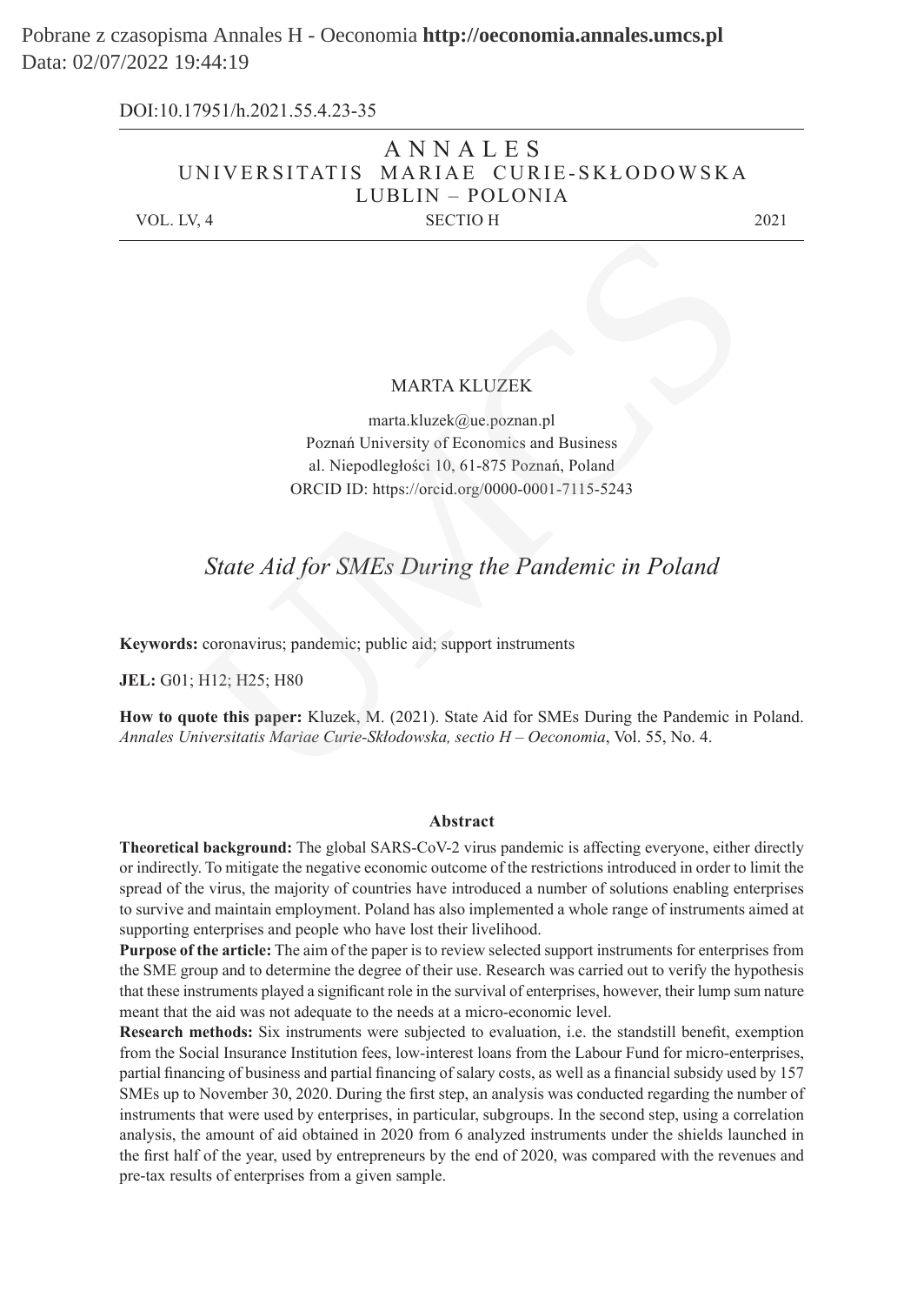DOI:10.17951/h.2021.55.4.23-35

ANNALES
UNIVERSITATIS MARIAE CURIE-SKŁODOWSKA
LUBLIN – POLONIA

VOL. LV, 4 SECTIO H 2021

MARTA KLUZEK

marta.kluzek@ue.poznan.pl
Poznań University of Economics and Business
al. Niepodległości 10, 61-875 Poznań, Poland
ORCID ID: https://orcid.org/0000-0001-7115-5243

# *State Aid for SMEs During the Pandemic in Poland*

**Keywords:** coronavirus; pandemic; public aid; support instruments

**JEL:** G01; H12; H25; H80

**How to quote this paper:** Kluzek, M. (2021). State Aid for SMEs During the Pandemic in Poland. *Annales Universitatis Mariae Curie-Skłodowska, sectio H – Oeconomia*, Vol. 55, No. 4.

## Abstract

**Theoretical background:** The global SARS-CoV-2 virus pandemic is affecting everyone, either directly or indirectly. To mitigate the negative economic outcome of the restrictions introduced in order to limit the spread of the virus, the majority of countries have introduced a number of solutions enabling enterprises to survive and maintain employment. Poland has also implemented a whole range of instruments aimed at supporting enterprises and people who have lost their livelihood.

**Purpose of the article:** The aim of the paper is to review selected support instruments for enterprises from the SME group and to determine the degree of their use. Research was carried out to verify the hypothesis that these instruments played a significant role in the survival of enterprises, however, their lump sum nature meant that the aid was not adequate to the needs at a micro-economic level.

**Research methods:** Six instruments were subjected to evaluation, i.e. the standstill benefit, exemption from the Social Insurance Institution fees, low-interest loans from the Labour Fund for micro-enterprises, partial financing of business and partial financing of salary costs, as well as a financial subsidy used by 157 SMEs up to November 30, 2020. During the first step, an analysis was conducted regarding the number of instruments that were used by enterprises, in particular, subgroups. In the second step, using a correlation analysis, the amount of aid obtained in 2020 from 6 analyzed instruments under the shields launched in the first half of the year, used by entrepreneurs by the end of 2020, was compared with the revenues and pre-tax results of enterprises from a given sample.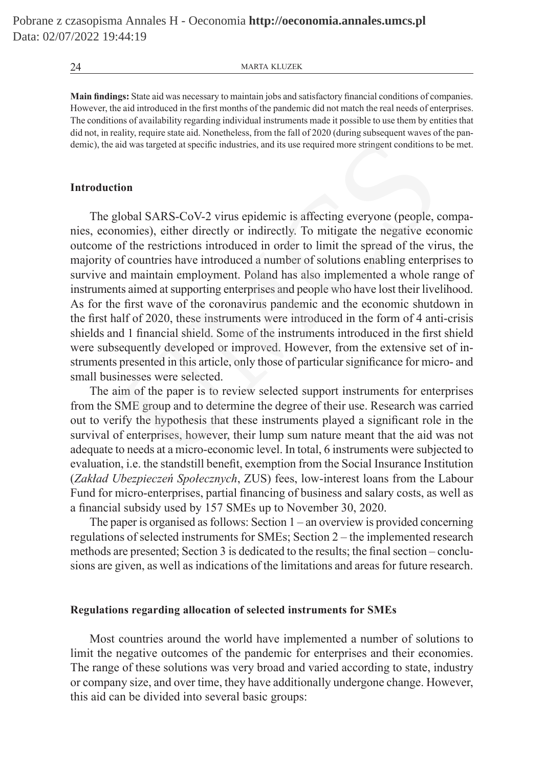**Main findings:** State aid was necessary to maintain jobs and satisfactory financial conditions of companies. However, the aid introduced in the first months of the pandemic did not match the real needs of enterprises. The conditions of availability regarding individual instruments made it possible to use them by entities that did not, in reality, require state aid. Nonetheless, from the fall of 2020 (during subsequent waves of the pandemic), the aid was targeted at specific industries, and its use required more stringent conditions to be met.

## Introduction

The global SARS-CoV-2 virus epidemic is affecting everyone (people, companies, economies), either directly or indirectly. To mitigate the negative economic outcome of the restrictions introduced in order to limit the spread of the virus, the majority of countries have introduced a number of solutions enabling enterprises to survive and maintain employment. Poland has also implemented a whole range of instruments aimed at supporting enterprises and people who have lost their livelihood. As for the first wave of the coronavirus pandemic and the economic shutdown in the first half of 2020, these instruments were introduced in the form of 4 anti-crisis shields and 1 financial shield. Some of the instruments introduced in the first shield were subsequently developed or improved. However, from the extensive set of instruments presented in this article, only those of particular significance for micro- and small businesses were selected.

The aim of the paper is to review selected support instruments for enterprises from the SME group and to determine the degree of their use. Research was carried out to verify the hypothesis that these instruments played a significant role in the survival of enterprises, however, their lump sum nature meant that the aid was not adequate to needs at a micro-economic level. In total, 6 instruments were subjected to evaluation, i.e. the standstill benefit, exemption from the Social Insurance Institution (*Zakład Ubezpieczeń Społecznych*, ZUS) fees, low-interest loans from the Labour Fund for micro-enterprises, partial financing of business and salary costs, as well as a financial subsidy used by 157 SMEs up to November 30, 2020.

The paper is organised as follows: Section 1 – an overview is provided concerning regulations of selected instruments for SMEs; Section 2 – the implemented research methods are presented; Section 3 is dedicated to the results; the final section – conclusions are given, as well as indications of the limitations and areas for future research.

## Regulations regarding allocation of selected instruments for SMEs

Most countries around the world have implemented a number of solutions to limit the negative outcomes of the pandemic for enterprises and their economies. The range of these solutions was very broad and varied according to state, industry or company size, and over time, they have additionally undergone change. However, this aid can be divided into several basic groups: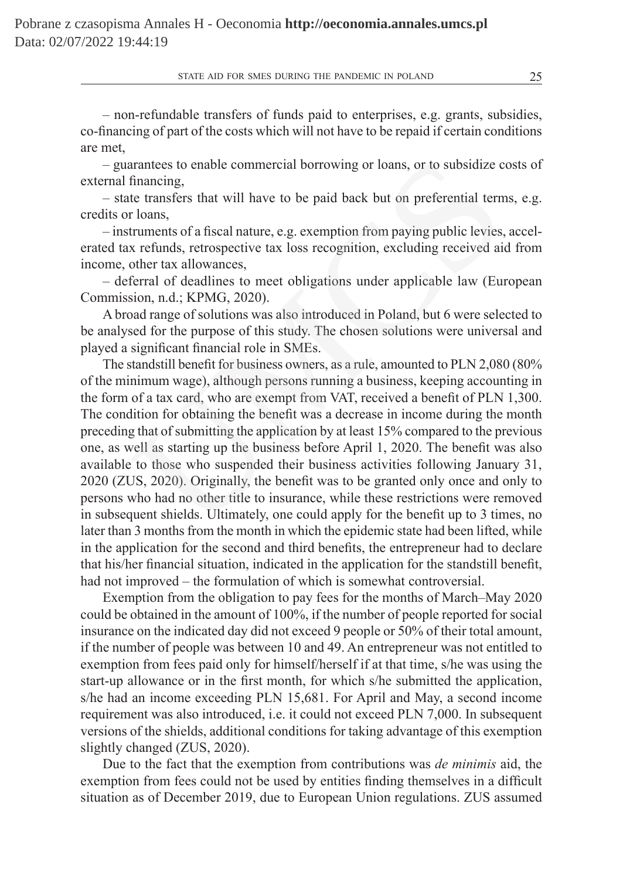– non-refundable transfers of funds paid to enterprises, e.g. grants, subsidies, co-financing of part of the costs which will not have to be repaid if certain conditions are met,

– guarantees to enable commercial borrowing or loans, or to subsidize costs of external financing,

– state transfers that will have to be paid back but on preferential terms, e.g. credits or loans,

– instruments of a fiscal nature, e.g. exemption from paying public levies, accelerated tax refunds, retrospective tax loss recognition, excluding received aid from income, other tax allowances,

– deferral of deadlines to meet obligations under applicable law (European Commission, n.d.; KPMG, 2020).

A broad range of solutions was also introduced in Poland, but 6 were selected to be analysed for the purpose of this study. The chosen solutions were universal and played a significant financial role in SMEs.

The standstill benefit for business owners, as a rule, amounted to PLN 2,080 (80% of the minimum wage), although persons running a business, keeping accounting in the form of a tax card, who are exempt from VAT, received a benefit of PLN 1,300. The condition for obtaining the benefit was a decrease in income during the month preceding that of submitting the application by at least 15% compared to the previous one, as well as starting up the business before April 1, 2020. The benefit was also available to those who suspended their business activities following January 31, 2020 (ZUS, 2020). Originally, the benefit was to be granted only once and only to persons who had no other title to insurance, while these restrictions were removed in subsequent shields. Ultimately, one could apply for the benefit up to 3 times, no later than 3 months from the month in which the epidemic state had been lifted, while in the application for the second and third benefits, the entrepreneur had to declare that his/her financial situation, indicated in the application for the standstill benefit, had not improved – the formulation of which is somewhat controversial.

Exemption from the obligation to pay fees for the months of March–May 2020 could be obtained in the amount of 100%, if the number of people reported for social insurance on the indicated day did not exceed 9 people or 50% of their total amount, if the number of people was between 10 and 49. An entrepreneur was not entitled to exemption from fees paid only for himself/herself if at that time, s/he was using the start-up allowance or in the first month, for which s/he submitted the application, s/he had an income exceeding PLN 15,681. For April and May, a second income requirement was also introduced, i.e. it could not exceed PLN 7,000. In subsequent versions of the shields, additional conditions for taking advantage of this exemption slightly changed (ZUS, 2020).

Due to the fact that the exemption from contributions was *de minimis* aid, the exemption from fees could not be used by entities finding themselves in a difficult situation as of December 2019, due to European Union regulations. ZUS assumed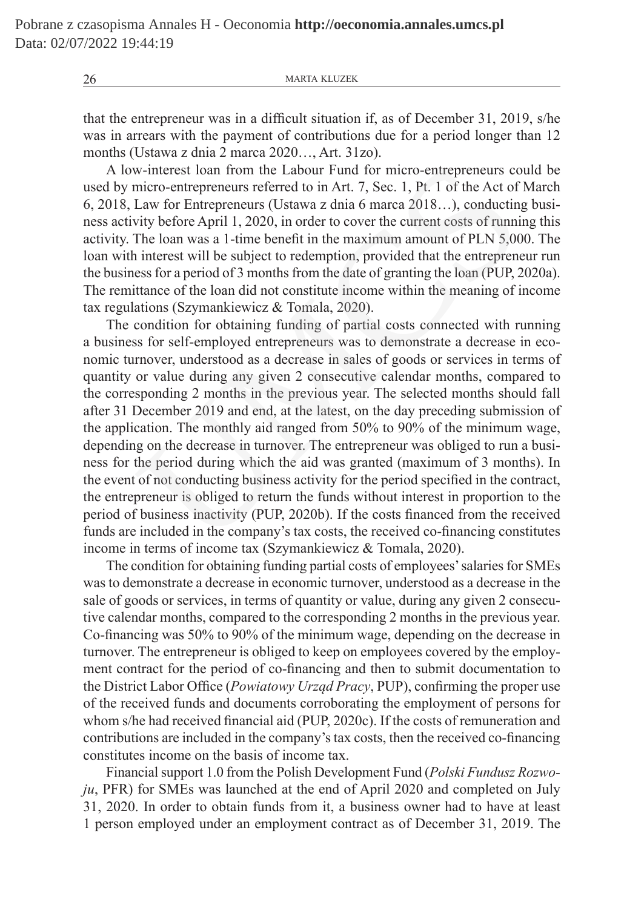that the entrepreneur was in a difficult situation if, as of December 31, 2019, s/he was in arrears with the payment of contributions due for a period longer than 12 months (Ustawa z dnia 2 marca 2020…, Art. 31zo).

A low-interest loan from the Labour Fund for micro-entrepreneurs could be used by micro-entrepreneurs referred to in Art. 7, Sec. 1, Pt. 1 of the Act of March 6, 2018, Law for Entrepreneurs (Ustawa z dnia 6 marca 2018…), conducting business activity before April 1, 2020, in order to cover the current costs of running this activity. The loan was a 1-time benefit in the maximum amount of PLN 5,000. The loan with interest will be subject to redemption, provided that the entrepreneur run the business for a period of 3 months from the date of granting the loan (PUP, 2020a). The remittance of the loan did not constitute income within the meaning of income tax regulations (Szymankiewicz & Tomala, 2020).

The condition for obtaining funding of partial costs connected with running a business for self-employed entrepreneurs was to demonstrate a decrease in economic turnover, understood as a decrease in sales of goods or services in terms of quantity or value during any given 2 consecutive calendar months, compared to the corresponding 2 months in the previous year. The selected months should fall after 31 December 2019 and end, at the latest, on the day preceding submission of the application. The monthly aid ranged from 50% to 90% of the minimum wage, depending on the decrease in turnover. The entrepreneur was obliged to run a business for the period during which the aid was granted (maximum of 3 months). In the event of not conducting business activity for the period specified in the contract, the entrepreneur is obliged to return the funds without interest in proportion to the period of business inactivity (PUP, 2020b). If the costs financed from the received funds are included in the company's tax costs, the received co-financing constitutes income in terms of income tax (Szymankiewicz & Tomala, 2020).

The condition for obtaining funding partial costs of employees' salaries for SMEs was to demonstrate a decrease in economic turnover, understood as a decrease in the sale of goods or services, in terms of quantity or value, during any given 2 consecutive calendar months, compared to the corresponding 2 months in the previous year. Co-financing was 50% to 90% of the minimum wage, depending on the decrease in turnover. The entrepreneur is obliged to keep on employees covered by the employment contract for the period of co-financing and then to submit documentation to the District Labor Office (*Powiatowy Urząd Pracy*, PUP), confirming the proper use of the received funds and documents corroborating the employment of persons for whom s/he had received financial aid (PUP, 2020c). If the costs of remuneration and contributions are included in the company's tax costs, then the received co-financing constitutes income on the basis of income tax.

Financial support 1.0 from the Polish Development Fund (*Polski Fundusz Rozwoju*, PFR) for SMEs was launched at the end of April 2020 and completed on July 31, 2020. In order to obtain funds from it, a business owner had to have at least 1 person employed under an employment contract as of December 31, 2019. The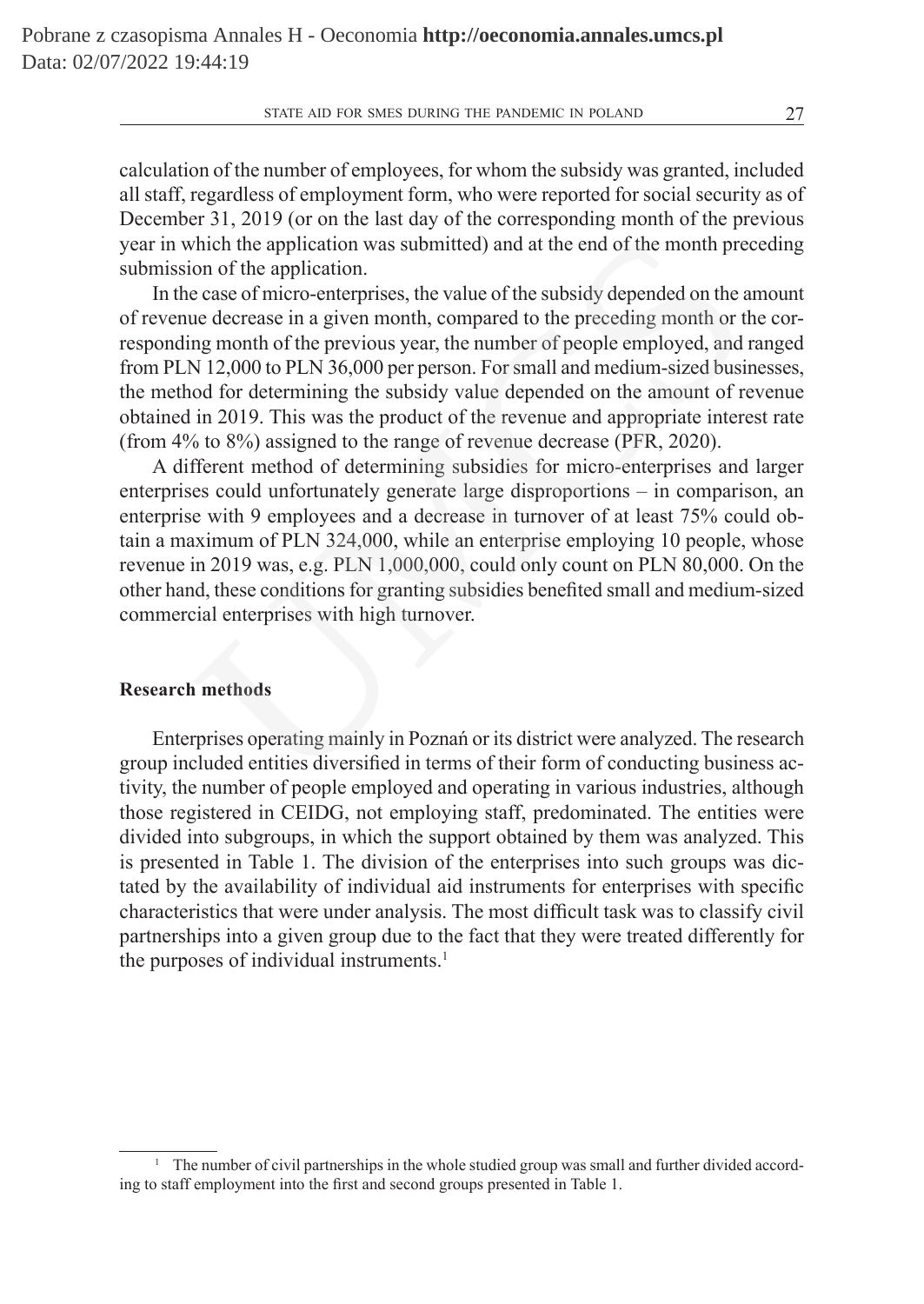calculation of the number of employees, for whom the subsidy was granted, included all staff, regardless of employment form, who were reported for social security as of December 31, 2019 (or on the last day of the corresponding month of the previous year in which the application was submitted) and at the end of the month preceding submission of the application.

In the case of micro-enterprises, the value of the subsidy depended on the amount of revenue decrease in a given month, compared to the preceding month or the corresponding month of the previous year, the number of people employed, and ranged from PLN 12,000 to PLN 36,000 per person. For small and medium-sized businesses, the method for determining the subsidy value depended on the amount of revenue obtained in 2019. This was the product of the revenue and appropriate interest rate (from 4% to 8%) assigned to the range of revenue decrease (PFR, 2020).

A different method of determining subsidies for micro-enterprises and larger enterprises could unfortunately generate large disproportions – in comparison, an enterprise with 9 employees and a decrease in turnover of at least 75% could obtain a maximum of PLN 324,000, while an enterprise employing 10 people, whose revenue in 2019 was, e.g. PLN 1,000,000, could only count on PLN 80,000. On the other hand, these conditions for granting subsidies benefited small and medium-sized commercial enterprises with high turnover.

## Research methods

Enterprises operating mainly in Poznań or its district were analyzed. The research group included entities diversified in terms of their form of conducting business activity, the number of people employed and operating in various industries, although those registered in CEIDG, not employing staff, predominated. The entities were divided into subgroups, in which the support obtained by them was analyzed. This is presented in Table 1. The division of the enterprises into such groups was dictated by the availability of individual aid instruments for enterprises with specific characteristics that were under analysis. The most difficult task was to classify civil partnerships into a given group due to the fact that they were treated differently for the purposes of individual instruments.[1]

[1] The number of civil partnerships in the whole studied group was small and further divided according to staff employment into the first and second groups presented in Table 1.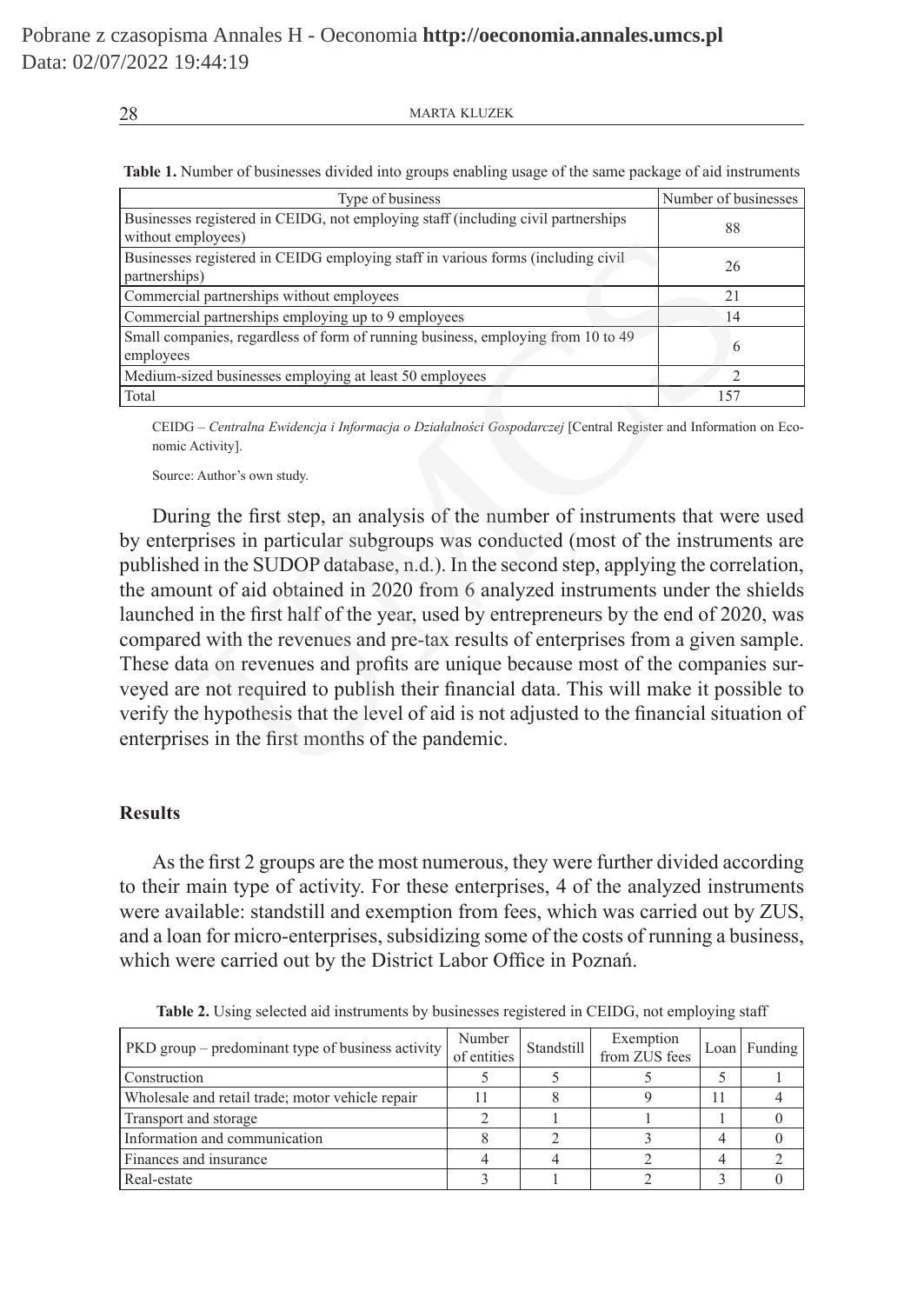**Table 1.** Number of businesses divided into groups enabling usage of the same package of aid instruments

| Type of business | Number of businesses |
|---|---|
| Businesses registered in CEIDG, not employing staff (including civil partnerships without employees) | 88 |
| Businesses registered in CEIDG employing staff in various forms (including civil partnerships) | 26 |
| Commercial partnerships without employees | 21 |
| Commercial partnerships employing up to 9 employees | 14 |
| Small companies, regardless of form of running business, employing from 10 to 49 employees | 6 |
| Medium-sized businesses employing at least 50 employees | 2 |
| Total | 157 |

CEIDG – *Centralna Ewidencja i Informacja o Działalności Gospodarczej* [Central Register and Information on Economic Activity].

Source: Author's own study.

During the first step, an analysis of the number of instruments that were used by enterprises in particular subgroups was conducted (most of the instruments are published in the SUDOP database, n.d.). In the second step, applying the correlation, the amount of aid obtained in 2020 from 6 analyzed instruments under the shields launched in the first half of the year, used by entrepreneurs by the end of 2020, was compared with the revenues and pre-tax results of enterprises from a given sample. These data on revenues and profits are unique because most of the companies surveyed are not required to publish their financial data. This will make it possible to verify the hypothesis that the level of aid is not adjusted to the financial situation of enterprises in the first months of the pandemic.

## Results

As the first 2 groups are the most numerous, they were further divided according to their main type of activity. For these enterprises, 4 of the analyzed instruments were available: standstill and exemption from fees, which was carried out by ZUS, and a loan for micro-enterprises, subsidizing some of the costs of running a business, which were carried out by the District Labor Office in Poznań.

**Table 2.** Using selected aid instruments by businesses registered in CEIDG, not employing staff

| PKD group – predominant type of business activity | Number of entities | Standstill | Exemption from ZUS fees | Loan | Funding |
|---|---|---|---|---|---|
| Construction | 5 | 5 | 5 | 5 | 1 |
| Wholesale and retail trade; motor vehicle repair | 11 | 8 | 9 | 11 | 4 |
| Transport and storage | 2 | 1 | 1 | 1 | 0 |
| Information and communication | 8 | 2 | 3 | 4 | 0 |
| Finances and insurance | 4 | 4 | 2 | 4 | 2 |
| Real-estate | 3 | 1 | 2 | 3 | 0 |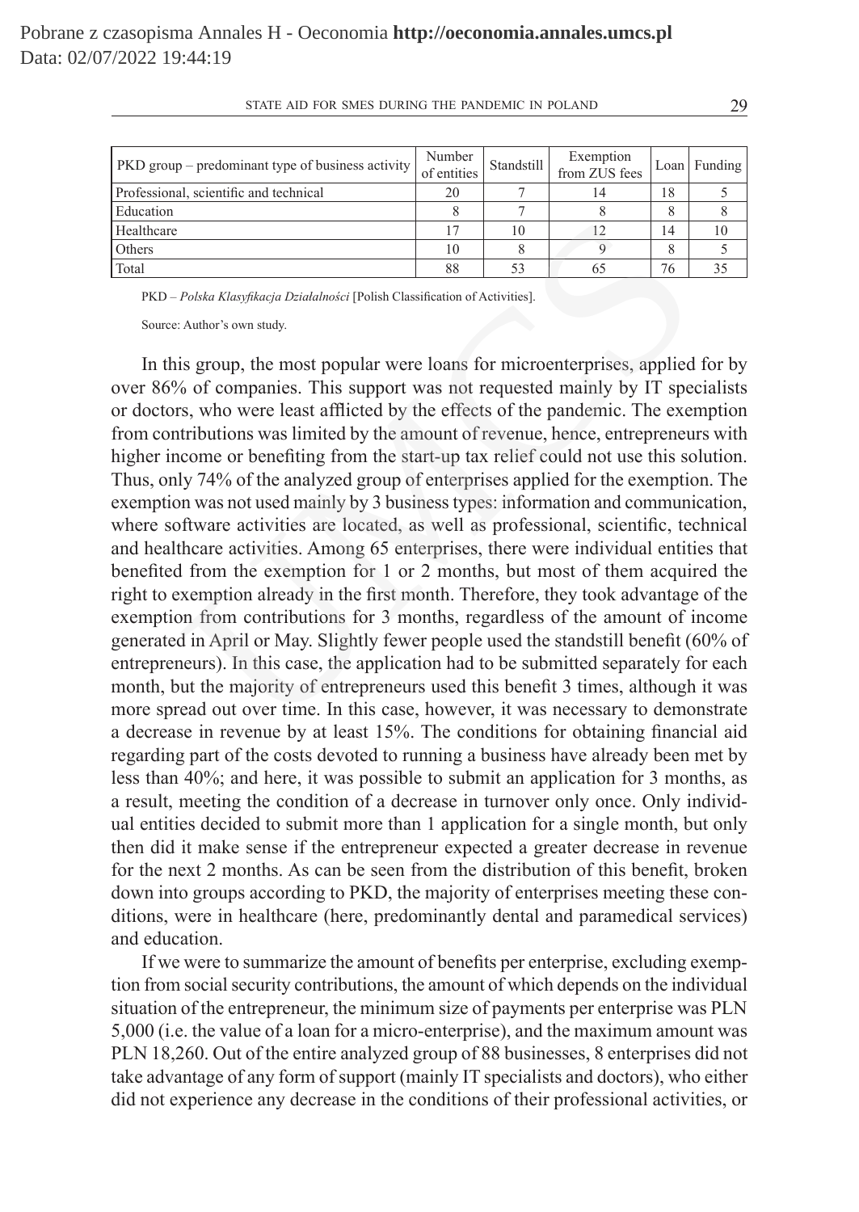| PKD group – predominant type of business activity | Number of entities | Standstill | Exemption from ZUS fees | Loan | Funding |
|---|---|---|---|---|---|
| Professional, scientific and technical | 20 | 7 | 14 | 18 | 5 |
| Education | 8 | 7 | 8 | 8 | 8 |
| Healthcare | 17 | 10 | 12 | 14 | 10 |
| Others | 10 | 8 | 9 | 8 | 5 |
| Total | 88 | 53 | 65 | 76 | 35 |

PKD – *Polska Klasyfikacja Działalności* [Polish Classification of Activities].

Source: Author's own study.

In this group, the most popular were loans for microenterprises, applied for by over 86% of companies. This support was not requested mainly by IT specialists or doctors, who were least afflicted by the effects of the pandemic. The exemption from contributions was limited by the amount of revenue, hence, entrepreneurs with higher income or benefiting from the start-up tax relief could not use this solution. Thus, only 74% of the analyzed group of enterprises applied for the exemption. The exemption was not used mainly by 3 business types: information and communication, where software activities are located, as well as professional, scientific, technical and healthcare activities. Among 65 enterprises, there were individual entities that benefited from the exemption for 1 or 2 months, but most of them acquired the right to exemption already in the first month. Therefore, they took advantage of the exemption from contributions for 3 months, regardless of the amount of income generated in April or May. Slightly fewer people used the standstill benefit (60% of entrepreneurs). In this case, the application had to be submitted separately for each month, but the majority of entrepreneurs used this benefit 3 times, although it was more spread out over time. In this case, however, it was necessary to demonstrate a decrease in revenue by at least 15%. The conditions for obtaining financial aid regarding part of the costs devoted to running a business have already been met by less than 40%; and here, it was possible to submit an application for 3 months, as a result, meeting the condition of a decrease in turnover only once. Only individual entities decided to submit more than 1 application for a single month, but only then did it make sense if the entrepreneur expected a greater decrease in revenue for the next 2 months. As can be seen from the distribution of this benefit, broken down into groups according to PKD, the majority of enterprises meeting these conditions, were in healthcare (here, predominantly dental and paramedical services) and education.

If we were to summarize the amount of benefits per enterprise, excluding exemption from social security contributions, the amount of which depends on the individual situation of the entrepreneur, the minimum size of payments per enterprise was PLN 5,000 (i.e. the value of a loan for a micro-enterprise), and the maximum amount was PLN 18,260. Out of the entire analyzed group of 88 businesses, 8 enterprises did not take advantage of any form of support (mainly IT specialists and doctors), who either did not experience any decrease in the conditions of their professional activities, or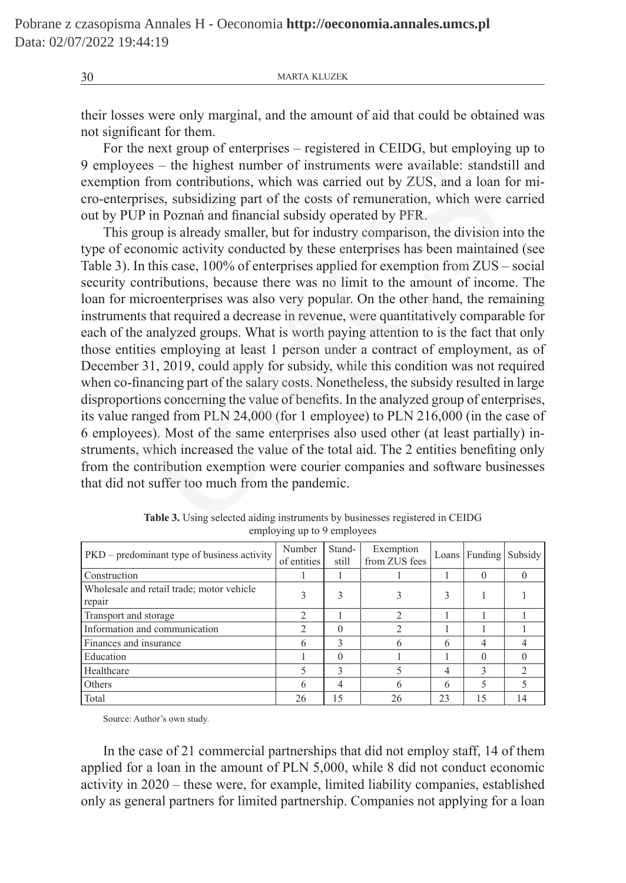their losses were only marginal, and the amount of aid that could be obtained was not significant for them.

For the next group of enterprises – registered in CEIDG, but employing up to 9 employees – the highest number of instruments were available: standstill and exemption from contributions, which was carried out by ZUS, and a loan for micro-enterprises, subsidizing part of the costs of remuneration, which were carried out by PUP in Poznań and financial subsidy operated by PFR.

This group is already smaller, but for industry comparison, the division into the type of economic activity conducted by these enterprises has been maintained (see Table 3). In this case, 100% of enterprises applied for exemption from ZUS – social security contributions, because there was no limit to the amount of income. The loan for microenterprises was also very popular. On the other hand, the remaining instruments that required a decrease in revenue, were quantitatively comparable for each of the analyzed groups. What is worth paying attention to is the fact that only those entities employing at least 1 person under a contract of employment, as of December 31, 2019, could apply for subsidy, while this condition was not required when co-financing part of the salary costs. Nonetheless, the subsidy resulted in large disproportions concerning the value of benefits. In the analyzed group of enterprises, its value ranged from PLN 24,000 (for 1 employee) to PLN 216,000 (in the case of 6 employees). Most of the same enterprises also used other (at least partially) instruments, which increased the value of the total aid. The 2 entities benefiting only from the contribution exemption were courier companies and software businesses that did not suffer too much from the pandemic.

**Table 3.** Using selected aiding instruments by businesses registered in CEIDG employing up to 9 employees

| PKD – predominant type of business activity | Number of entities | Standstill | Exemption from ZUS fees | Loans | Funding | Subsidy |
|---|---|---|---|---|---|---|
| Construction | 1 | 1 | 1 | 1 | 0 | 0 |
| Wholesale and retail trade; motor vehicle repair | 3 | 3 | 3 | 3 | 1 | 1 |
| Transport and storage | 2 | 1 | 2 | 1 | 1 | 1 |
| Information and communication | 2 | 0 | 2 | 1 | 1 | 1 |
| Finances and insurance | 6 | 3 | 6 | 6 | 4 | 4 |
| Education | 1 | 0 | 1 | 1 | 0 | 0 |
| Healthcare | 5 | 3 | 5 | 4 | 3 | 2 |
| Others | 6 | 4 | 6 | 6 | 5 | 5 |
| Total | 26 | 15 | 26 | 23 | 15 | 14 |

Source: Author's own study.

In the case of 21 commercial partnerships that did not employ staff, 14 of them applied for a loan in the amount of PLN 5,000, while 8 did not conduct economic activity in 2020 – these were, for example, limited liability companies, established only as general partners for limited partnership. Companies not applying for a loan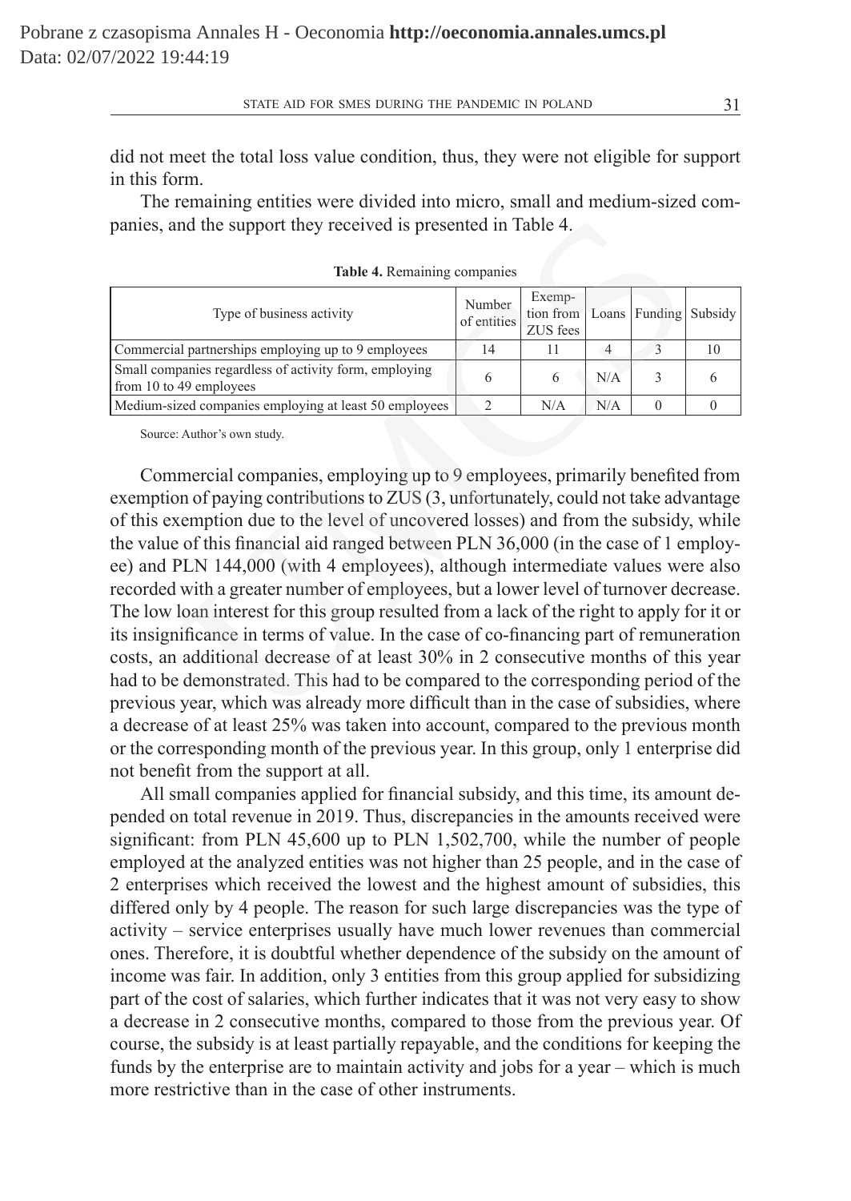did not meet the total loss value condition, thus, they were not eligible for support in this form.

The remaining entities were divided into micro, small and medium-sized companies, and the support they received is presented in Table 4.

**Table 4.** Remaining companies

| Type of business activity | Number of entities | Exemption from ZUS fees | Loans | Funding | Subsidy |
|---|---|---|---|---|---|
| Commercial partnerships employing up to 9 employees | 14 | 11 | 4 | 3 | 10 |
| Small companies regardless of activity form, employing from 10 to 49 employees | 6 | 6 | N/A | 3 | 6 |
| Medium-sized companies employing at least 50 employees | 2 | N/A | N/A | 0 | 0 |

Source: Author's own study.

Commercial companies, employing up to 9 employees, primarily benefited from exemption of paying contributions to ZUS (3, unfortunately, could not take advantage of this exemption due to the level of uncovered losses) and from the subsidy, while the value of this financial aid ranged between PLN 36,000 (in the case of 1 employee) and PLN 144,000 (with 4 employees), although intermediate values were also recorded with a greater number of employees, but a lower level of turnover decrease. The low loan interest for this group resulted from a lack of the right to apply for it or its insignificance in terms of value. In the case of co-financing part of remuneration costs, an additional decrease of at least 30% in 2 consecutive months of this year had to be demonstrated. This had to be compared to the corresponding period of the previous year, which was already more difficult than in the case of subsidies, where a decrease of at least 25% was taken into account, compared to the previous month or the corresponding month of the previous year. In this group, only 1 enterprise did not benefit from the support at all.

All small companies applied for financial subsidy, and this time, its amount depended on total revenue in 2019. Thus, discrepancies in the amounts received were significant: from PLN 45,600 up to PLN 1,502,700, while the number of people employed at the analyzed entities was not higher than 25 people, and in the case of 2 enterprises which received the lowest and the highest amount of subsidies, this differed only by 4 people. The reason for such large discrepancies was the type of activity – service enterprises usually have much lower revenues than commercial ones. Therefore, it is doubtful whether dependence of the subsidy on the amount of income was fair. In addition, only 3 entities from this group applied for subsidizing part of the cost of salaries, which further indicates that it was not very easy to show a decrease in 2 consecutive months, compared to those from the previous year. Of course, the subsidy is at least partially repayable, and the conditions for keeping the funds by the enterprise are to maintain activity and jobs for a year – which is much more restrictive than in the case of other instruments.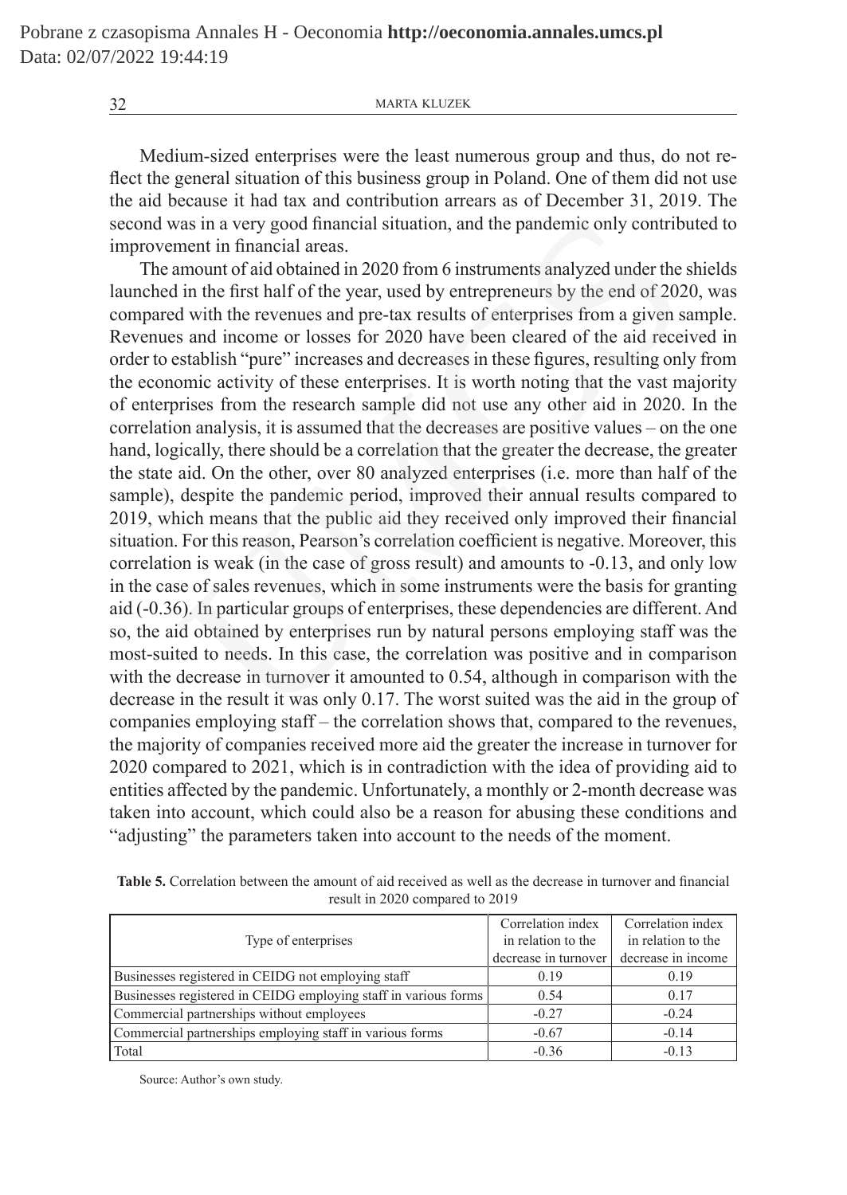Medium-sized enterprises were the least numerous group and thus, do not reflect the general situation of this business group in Poland. One of them did not use the aid because it had tax and contribution arrears as of December 31, 2019. The second was in a very good financial situation, and the pandemic only contributed to improvement in financial areas.

The amount of aid obtained in 2020 from 6 instruments analyzed under the shields launched in the first half of the year, used by entrepreneurs by the end of 2020, was compared with the revenues and pre-tax results of enterprises from a given sample. Revenues and income or losses for 2020 have been cleared of the aid received in order to establish "pure" increases and decreases in these figures, resulting only from the economic activity of these enterprises. It is worth noting that the vast majority of enterprises from the research sample did not use any other aid in 2020. In the correlation analysis, it is assumed that the decreases are positive values – on the one hand, logically, there should be a correlation that the greater the decrease, the greater the state aid. On the other, over 80 analyzed enterprises (i.e. more than half of the sample), despite the pandemic period, improved their annual results compared to 2019, which means that the public aid they received only improved their financial situation. For this reason, Pearson's correlation coefficient is negative. Moreover, this correlation is weak (in the case of gross result) and amounts to -0.13, and only low in the case of sales revenues, which in some instruments were the basis for granting aid (-0.36). In particular groups of enterprises, these dependencies are different. And so, the aid obtained by enterprises run by natural persons employing staff was the most-suited to needs. In this case, the correlation was positive and in comparison with the decrease in turnover it amounted to 0.54, although in comparison with the decrease in the result it was only 0.17. The worst suited was the aid in the group of companies employing staff – the correlation shows that, compared to the revenues, the majority of companies received more aid the greater the increase in turnover for 2020 compared to 2021, which is in contradiction with the idea of providing aid to entities affected by the pandemic. Unfortunately, a monthly or 2-month decrease was taken into account, which could also be a reason for abusing these conditions and "adjusting" the parameters taken into account to the needs of the moment.

**Table 5.** Correlation between the amount of aid received as well as the decrease in turnover and financial result in 2020 compared to 2019

| Type of enterprises | Correlation index in relation to the decrease in turnover | Correlation index in relation to the decrease in income |
|---|---|---|
| Businesses registered in CEIDG not employing staff | 0.19 | 0.19 |
| Businesses registered in CEIDG employing staff in various forms | 0.54 | 0.17 |
| Commercial partnerships without employees | -0.27 | -0.24 |
| Commercial partnerships employing staff in various forms | -0.67 | -0.14 |
| Total | -0.36 | -0.13 |

Source: Author's own study.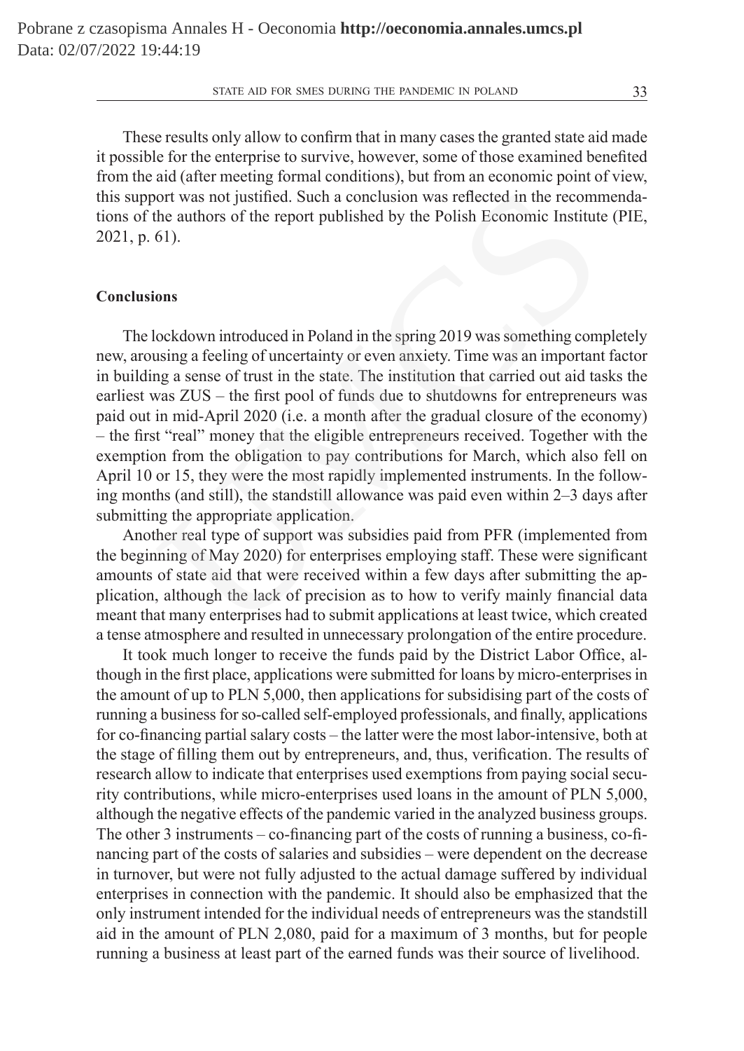These results only allow to confirm that in many cases the granted state aid made it possible for the enterprise to survive, however, some of those examined benefited from the aid (after meeting formal conditions), but from an economic point of view, this support was not justified. Such a conclusion was reflected in the recommendations of the authors of the report published by the Polish Economic Institute (PIE, 2021, p. 61).

## Conclusions

The lockdown introduced in Poland in the spring 2019 was something completely new, arousing a feeling of uncertainty or even anxiety. Time was an important factor in building a sense of trust in the state. The institution that carried out aid tasks the earliest was ZUS – the first pool of funds due to shutdowns for entrepreneurs was paid out in mid-April 2020 (i.e. a month after the gradual closure of the economy) – the first "real" money that the eligible entrepreneurs received. Together with the exemption from the obligation to pay contributions for March, which also fell on April 10 or 15, they were the most rapidly implemented instruments. In the following months (and still), the standstill allowance was paid even within 2–3 days after submitting the appropriate application.

Another real type of support was subsidies paid from PFR (implemented from the beginning of May 2020) for enterprises employing staff. These were significant amounts of state aid that were received within a few days after submitting the application, although the lack of precision as to how to verify mainly financial data meant that many enterprises had to submit applications at least twice, which created a tense atmosphere and resulted in unnecessary prolongation of the entire procedure.

It took much longer to receive the funds paid by the District Labor Office, although in the first place, applications were submitted for loans by micro-enterprises in the amount of up to PLN 5,000, then applications for subsidising part of the costs of running a business for so-called self-employed professionals, and finally, applications for co-financing partial salary costs – the latter were the most labor-intensive, both at the stage of filling them out by entrepreneurs, and, thus, verification. The results of research allow to indicate that enterprises used exemptions from paying social security contributions, while micro-enterprises used loans in the amount of PLN 5,000, although the negative effects of the pandemic varied in the analyzed business groups. The other 3 instruments – co-financing part of the costs of running a business, co-financing part of the costs of salaries and subsidies – were dependent on the decrease in turnover, but were not fully adjusted to the actual damage suffered by individual enterprises in connection with the pandemic. It should also be emphasized that the only instrument intended for the individual needs of entrepreneurs was the standstill aid in the amount of PLN 2,080, paid for a maximum of 3 months, but for people running a business at least part of the earned funds was their source of livelihood.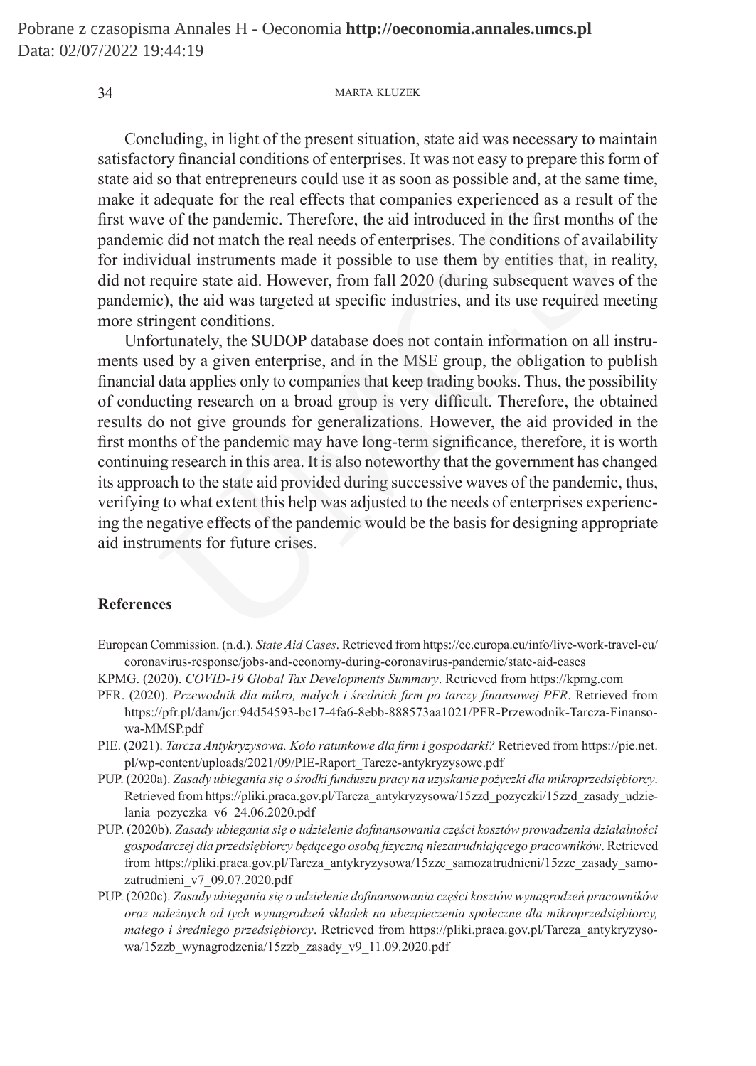Concluding, in light of the present situation, state aid was necessary to maintain satisfactory financial conditions of enterprises. It was not easy to prepare this form of state aid so that entrepreneurs could use it as soon as possible and, at the same time, make it adequate for the real effects that companies experienced as a result of the first wave of the pandemic. Therefore, the aid introduced in the first months of the pandemic did not match the real needs of enterprises. The conditions of availability for individual instruments made it possible to use them by entities that, in reality, did not require state aid. However, from fall 2020 (during subsequent waves of the pandemic), the aid was targeted at specific industries, and its use required meeting more stringent conditions.

Unfortunately, the SUDOP database does not contain information on all instruments used by a given enterprise, and in the MSE group, the obligation to publish financial data applies only to companies that keep trading books. Thus, the possibility of conducting research on a broad group is very difficult. Therefore, the obtained results do not give grounds for generalizations. However, the aid provided in the first months of the pandemic may have long-term significance, therefore, it is worth continuing research in this area. It is also noteworthy that the government has changed its approach to the state aid provided during successive waves of the pandemic, thus, verifying to what extent this help was adjusted to the needs of enterprises experiencing the negative effects of the pandemic would be the basis for designing appropriate aid instruments for future crises.

## References

European Commission. (n.d.). *State Aid Cases*. Retrieved from https://ec.europa.eu/info/live-work-travel-eu/coronavirus-response/jobs-and-economy-during-coronavirus-pandemic/state-aid-cases

KPMG. (2020). *COVID-19 Global Tax Developments Summary*. Retrieved from https://kpmg.com

PFR. (2020). *Przewodnik dla mikro, małych i średnich firm po tarczy finansowej PFR*. Retrieved from https://pfr.pl/dam/jcr:94d54593-bc17-4fa6-8ebb-888573aa1021/PFR-Przewodnik-Tarcza-Finansowa-MMSP.pdf

PIE. (2021). *Tarcza Antykryzysowa. Koło ratunkowe dla firm i gospodarki?* Retrieved from https://pie.net.pl/wp-content/uploads/2021/09/PIE-Raport_Tarcze-antykryzysowe.pdf

PUP. (2020a). *Zasady ubiegania się o środki funduszu pracy na uzyskanie pożyczki dla mikroprzedsiębiorcy*. Retrieved from https://pliki.praca.gov.pl/Tarcza_antykryzysowa/15zzd_pozyczki/15zzd_zasady_udzielania_pozyczka_v6_24.06.2020.pdf

PUP. (2020b). *Zasady ubiegania się o udzielenie dofinansowania części kosztów prowadzenia działalności gospodarczej dla przedsiębiorcy będącego osobą fizyczną niezatrudniającego pracowników*. Retrieved from https://pliki.praca.gov.pl/Tarcza_antykryzysowa/15zzc_samozatrudnieni/15zzc_zasady_samozatrudnieni_v7_09.07.2020.pdf

PUP. (2020c). *Zasady ubiegania się o udzielenie dofinansowania części kosztów wynagrodzeń pracowników oraz należnych od tych wynagrodzeń składek na ubezpieczenia społeczne dla mikroprzedsiębiorcy, małego i średniego przedsiębiorcy*. Retrieved from https://pliki.praca.gov.pl/Tarcza_antykryzysowa/15zzb_wynagrodzenia/15zzb_zasady_v9_11.09.2020.pdf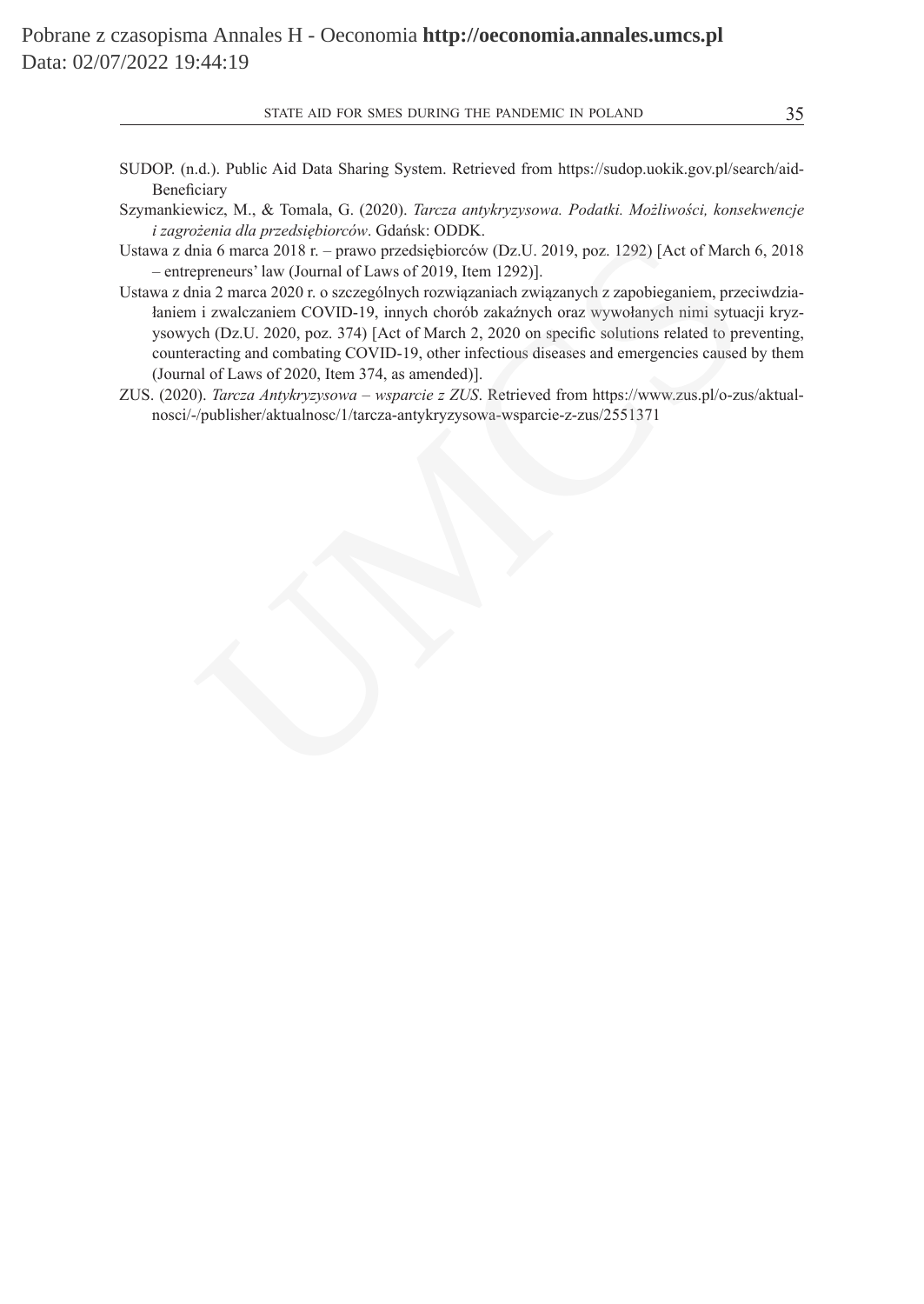SUDOP. (n.d.). Public Aid Data Sharing System. Retrieved from https://sudop.uokik.gov.pl/search/aidBeneficiary

Szymankiewicz, M., & Tomala, G. (2020). *Tarcza antykryzysowa. Podatki. Możliwości, konsekwencje i zagrożenia dla przedsiębiorców*. Gdańsk: ODDK.

Ustawa z dnia 6 marca 2018 r. – prawo przedsiębiorców (Dz.U. 2019, poz. 1292) [Act of March 6, 2018 – entrepreneurs' law (Journal of Laws of 2019, Item 1292)].

Ustawa z dnia 2 marca 2020 r. o szczególnych rozwiązaniach związanych z zapobieganiem, przeciwdziałaniem i zwalczaniem COVID-19, innych chorób zakaźnych oraz wywołanych nimi sytuacji kryzysowych (Dz.U. 2020, poz. 374) [Act of March 2, 2020 on specific solutions related to preventing, counteracting and combating COVID-19, other infectious diseases and emergencies caused by them (Journal of Laws of 2020, Item 374, as amended)].

ZUS. (2020). *Tarcza Antykryzysowa – wsparcie z ZUS*. Retrieved from https://www.zus.pl/o-zus/aktualnosci/-/publisher/aktualnosc/1/tarcza-antykryzysowa-wsparcie-z-zus/2551371